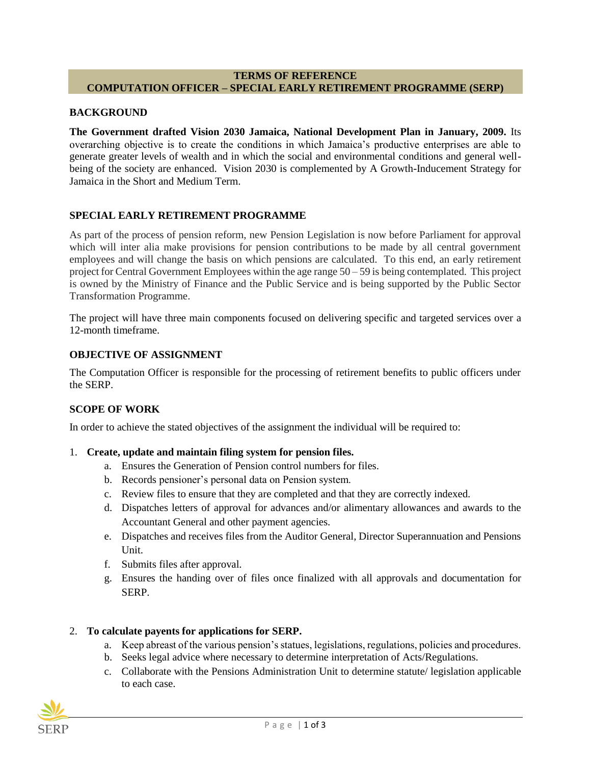# TERMS OF REFERENCE
# COMPUTATION OFFICER – SPECIAL EARLY RETIREMENT PROGRAMME (SERP)

## BACKGROUND

**The Government drafted Vision 2030 Jamaica, National Development Plan in January, 2009.** Its overarching objective is to create the conditions in which Jamaica's productive enterprises are able to generate greater levels of wealth and in which the social and environmental conditions and general well-being of the society are enhanced. Vision 2030 is complemented by A Growth-Inducement Strategy for Jamaica in the Short and Medium Term.

## SPECIAL EARLY RETIREMENT PROGRAMME

As part of the process of pension reform, new Pension Legislation is now before Parliament for approval which will inter alia make provisions for pension contributions to be made by all central government employees and will change the basis on which pensions are calculated. To this end, an early retirement project for Central Government Employees within the age range 50 – 59 is being contemplated. This project is owned by the Ministry of Finance and the Public Service and is being supported by the Public Sector Transformation Programme.

The project will have three main components focused on delivering specific and targeted services over a 12-month timeframe.

## OBJECTIVE OF ASSIGNMENT

The Computation Officer is responsible for the processing of retirement benefits to public officers under the SERP.

## SCOPE OF WORK

In order to achieve the stated objectives of the assignment the individual will be required to:

1. **Create, update and maintain filing system for pension files.**
   a. Ensures the Generation of Pension control numbers for files.
   b. Records pensioner's personal data on Pension system.
   c. Review files to ensure that they are completed and that they are correctly indexed.
   d. Dispatches letters of approval for advances and/or alimentary allowances and awards to the Accountant General and other payment agencies.
   e. Dispatches and receives files from the Auditor General, Director Superannuation and Pensions Unit.
   f. Submits files after approval.
   g. Ensures the handing over of files once finalized with all approvals and documentation for SERP.

2. **To calculate payents for applications for SERP.**
   a. Keep abreast of the various pension's statues, legislations, regulations, policies and procedures.
   b. Seeks legal advice where necessary to determine interpretation of Acts/Regulations.
   c. Collaborate with the Pensions Administration Unit to determine statute/ legislation applicable to each case.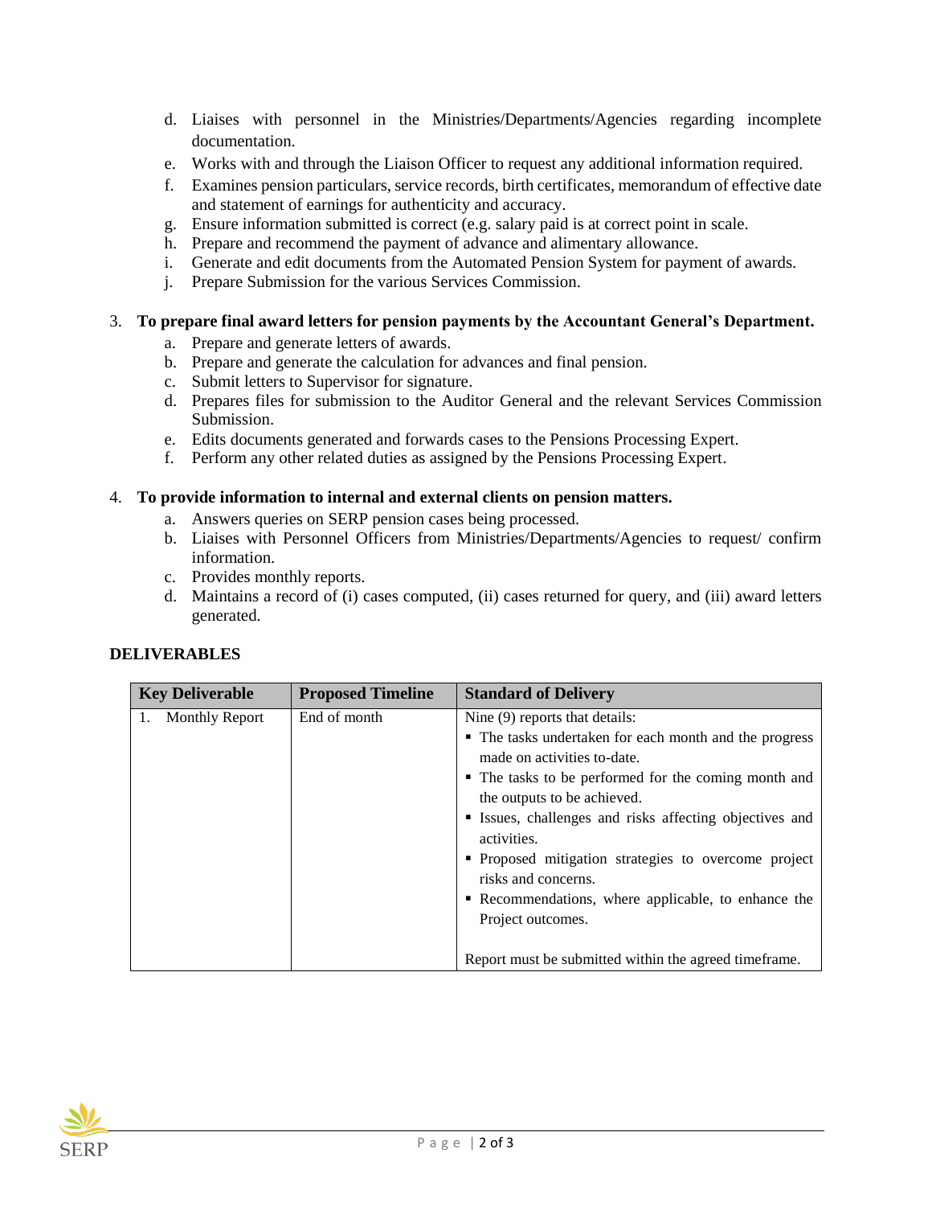d. Liaises with personnel in the Ministries/Departments/Agencies regarding incomplete documentation.
e. Works with and through the Liaison Officer to request any additional information required.
f. Examines pension particulars, service records, birth certificates, memorandum of effective date and statement of earnings for authenticity and accuracy.
g. Ensure information submitted is correct (e.g. salary paid is at correct point in scale.
h. Prepare and recommend the payment of advance and alimentary allowance.
i. Generate and edit documents from the Automated Pension System for payment of awards.
j. Prepare Submission for the various Services Commission.

3. **To prepare final award letters for pension payments by the Accountant General's Department.**
   a. Prepare and generate letters of awards.
   b. Prepare and generate the calculation for advances and final pension.
   c. Submit letters to Supervisor for signature.
   d. Prepares files for submission to the Auditor General and the relevant Services Commission Submission.
   e. Edits documents generated and forwards cases to the Pensions Processing Expert.
   f. Perform any other related duties as assigned by the Pensions Processing Expert.

4. **To provide information to internal and external clients on pension matters.**
   a. Answers queries on SERP pension cases being processed.
   b. Liaises with Personnel Officers from Ministries/Departments/Agencies to request/ confirm information.
   c. Provides monthly reports.
   d. Maintains a record of (i) cases computed, (ii) cases returned for query, and (iii) award letters generated.

**DELIVERABLES**

| Key Deliverable | Proposed Timeline | Standard of Delivery |
|---|---|---|
| 1. Monthly Report | End of month | Nine (9) reports that details:<br>▪ The tasks undertaken for each month and the progress made on activities to-date.<br>▪ The tasks to be performed for the coming month and the outputs to be achieved.<br>▪ Issues, challenges and risks affecting objectives and activities.<br>▪ Proposed mitigation strategies to overcome project risks and concerns.<br>▪ Recommendations, where applicable, to enhance the Project outcomes.<br><br>Report must be submitted within the agreed timeframe. |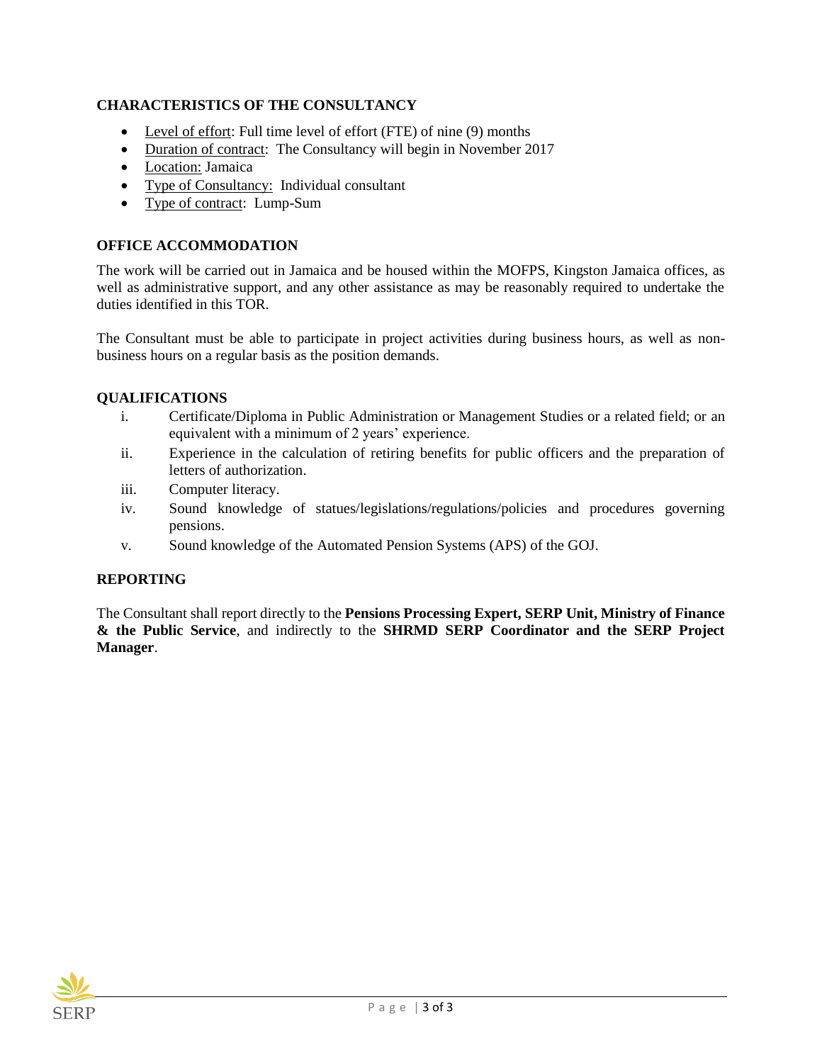## CHARACTERISTICS OF THE CONSULTANCY

- Level of effort: Full time level of effort (FTE) of nine (9) months
- Duration of contract: The Consultancy will begin in November 2017
- Location: Jamaica
- Type of Consultancy: Individual consultant
- Type of contract: Lump-Sum

## OFFICE ACCOMMODATION

The work will be carried out in Jamaica and be housed within the MOFPS, Kingston Jamaica offices, as well as administrative support, and any other assistance as may be reasonably required to undertake the duties identified in this TOR.

The Consultant must be able to participate in project activities during business hours, as well as non-business hours on a regular basis as the position demands.

## QUALIFICATIONS

i. Certificate/Diploma in Public Administration or Management Studies or a related field; or an equivalent with a minimum of 2 years' experience.

ii. Experience in the calculation of retiring benefits for public officers and the preparation of letters of authorization.

iii. Computer literacy.

iv. Sound knowledge of statues/legislations/regulations/policies and procedures governing pensions.

v. Sound knowledge of the Automated Pension Systems (APS) of the GOJ.

## REPORTING

The Consultant shall report directly to the **Pensions Processing Expert, SERP Unit, Ministry of Finance & the Public Service**, and indirectly to the **SHRMD SERP Coordinator and the SERP Project Manager**.